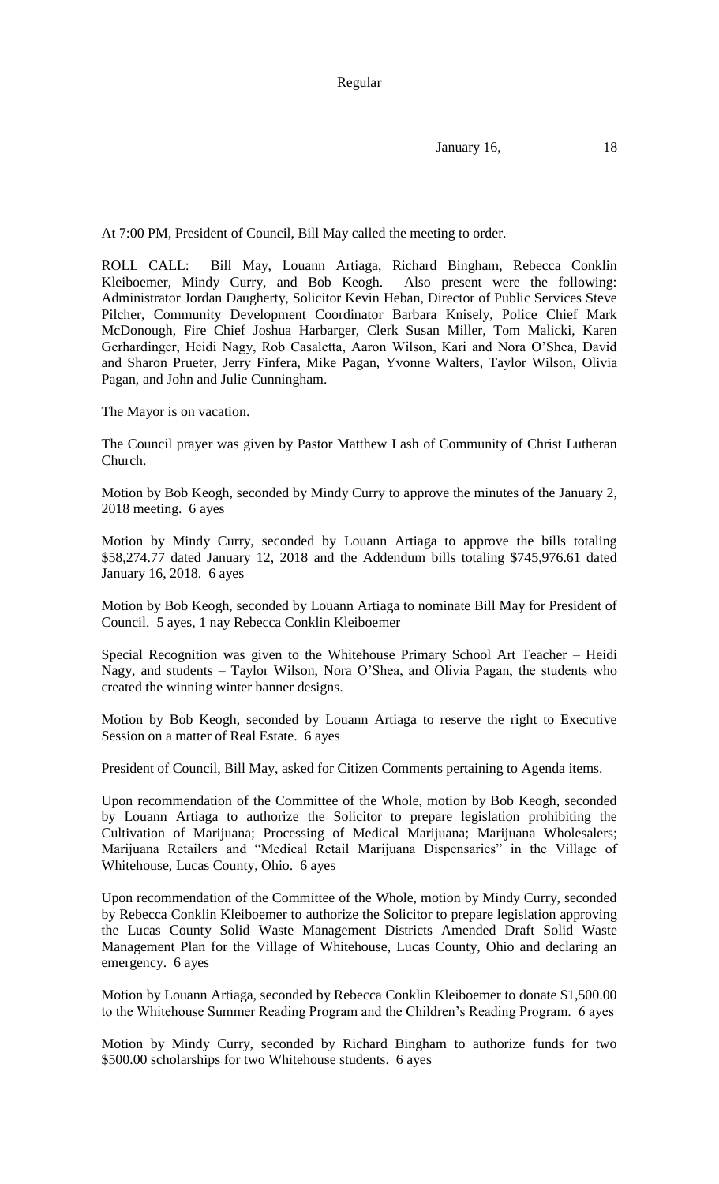Regular

January 16, 18

At 7:00 PM, President of Council, Bill May called the meeting to order.

ROLL CALL: Bill May, Louann Artiaga, Richard Bingham, Rebecca Conklin Kleiboemer, Mindy Curry, and Bob Keogh. Also present were the following: Administrator Jordan Daugherty, Solicitor Kevin Heban, Director of Public Services Steve Pilcher, Community Development Coordinator Barbara Knisely, Police Chief Mark McDonough, Fire Chief Joshua Harbarger, Clerk Susan Miller, Tom Malicki, Karen Gerhardinger, Heidi Nagy, Rob Casaletta, Aaron Wilson, Kari and Nora O'Shea, David and Sharon Prueter, Jerry Finfera, Mike Pagan, Yvonne Walters, Taylor Wilson, Olivia Pagan, and John and Julie Cunningham.

The Mayor is on vacation.

The Council prayer was given by Pastor Matthew Lash of Community of Christ Lutheran Church.

Motion by Bob Keogh, seconded by Mindy Curry to approve the minutes of the January 2, 2018 meeting. 6 ayes

Motion by Mindy Curry, seconded by Louann Artiaga to approve the bills totaling $58,274.77 dated January 12, 2018 and the Addendum bills totaling $745,976.61 dated January 16, 2018. 6 ayes

Motion by Bob Keogh, seconded by Louann Artiaga to nominate Bill May for President of Council. 5 ayes, 1 nay Rebecca Conklin Kleiboemer

Special Recognition was given to the Whitehouse Primary School Art Teacher – Heidi Nagy, and students – Taylor Wilson, Nora O'Shea, and Olivia Pagan, the students who created the winning winter banner designs.

Motion by Bob Keogh, seconded by Louann Artiaga to reserve the right to Executive Session on a matter of Real Estate. 6 ayes

President of Council, Bill May, asked for Citizen Comments pertaining to Agenda items.

Upon recommendation of the Committee of the Whole, motion by Bob Keogh, seconded by Louann Artiaga to authorize the Solicitor to prepare legislation prohibiting the Cultivation of Marijuana; Processing of Medical Marijuana; Marijuana Wholesalers; Marijuana Retailers and "Medical Retail Marijuana Dispensaries" in the Village of Whitehouse, Lucas County, Ohio. 6 ayes

Upon recommendation of the Committee of the Whole, motion by Mindy Curry, seconded by Rebecca Conklin Kleiboemer to authorize the Solicitor to prepare legislation approving the Lucas County Solid Waste Management Districts Amended Draft Solid Waste Management Plan for the Village of Whitehouse, Lucas County, Ohio and declaring an emergency. 6 ayes

Motion by Louann Artiaga, seconded by Rebecca Conklin Kleiboemer to donate $1,500.00 to the Whitehouse Summer Reading Program and the Children's Reading Program. 6 ayes

Motion by Mindy Curry, seconded by Richard Bingham to authorize funds for two $500.00 scholarships for two Whitehouse students. 6 ayes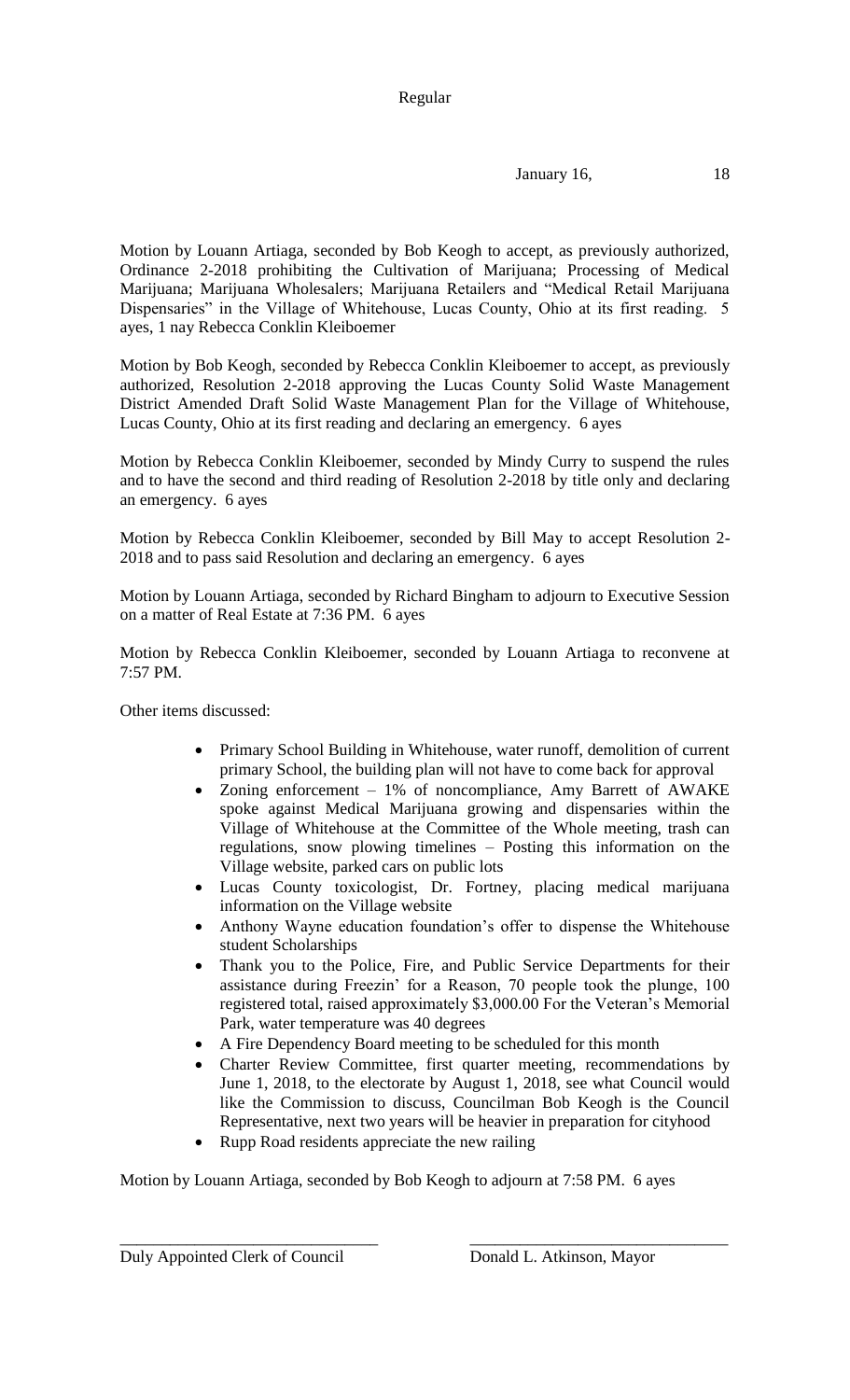Regular

January 16, 18

Motion by Louann Artiaga, seconded by Bob Keogh to accept, as previously authorized, Ordinance 2-2018 prohibiting the Cultivation of Marijuana; Processing of Medical Marijuana; Marijuana Wholesalers; Marijuana Retailers and "Medical Retail Marijuana Dispensaries" in the Village of Whitehouse, Lucas County, Ohio at its first reading. 5 ayes, 1 nay Rebecca Conklin Kleiboemer

Motion by Bob Keogh, seconded by Rebecca Conklin Kleiboemer to accept, as previously authorized, Resolution 2-2018 approving the Lucas County Solid Waste Management District Amended Draft Solid Waste Management Plan for the Village of Whitehouse, Lucas County, Ohio at its first reading and declaring an emergency. 6 ayes

Motion by Rebecca Conklin Kleiboemer, seconded by Mindy Curry to suspend the rules and to have the second and third reading of Resolution 2-2018 by title only and declaring an emergency. 6 ayes

Motion by Rebecca Conklin Kleiboemer, seconded by Bill May to accept Resolution 2-2018 and to pass said Resolution and declaring an emergency. 6 ayes

Motion by Louann Artiaga, seconded by Richard Bingham to adjourn to Executive Session on a matter of Real Estate at 7:36 PM. 6 ayes

Motion by Rebecca Conklin Kleiboemer, seconded by Louann Artiaga to reconvene at 7:57 PM.

Other items discussed:

- Primary School Building in Whitehouse, water runoff, demolition of current primary School, the building plan will not have to come back for approval
- Zoning enforcement – 1% of noncompliance, Amy Barrett of AWAKE spoke against Medical Marijuana growing and dispensaries within the Village of Whitehouse at the Committee of the Whole meeting, trash can regulations, snow plowing timelines – Posting this information on the Village website, parked cars on public lots
- Lucas County toxicologist, Dr. Fortney, placing medical marijuana information on the Village website
- Anthony Wayne education foundation's offer to dispense the Whitehouse student Scholarships
- Thank you to the Police, Fire, and Public Service Departments for their assistance during Freezin' for a Reason, 70 people took the plunge, 100 registered total, raised approximately $3,000.00 For the Veteran's Memorial Park, water temperature was 40 degrees
- A Fire Dependency Board meeting to be scheduled for this month
- Charter Review Committee, first quarter meeting, recommendations by June 1, 2018, to the electorate by August 1, 2018, see what Council would like the Commission to discuss, Councilman Bob Keogh is the Council Representative, next two years will be heavier in preparation for cityhood
- Rupp Road residents appreciate the new railing

Motion by Louann Artiaga, seconded by Bob Keogh to adjourn at 7:58 PM. 6 ayes

_______________________________ _______________________________

Duly Appointed Clerk of Council Donald L. Atkinson, Mayor